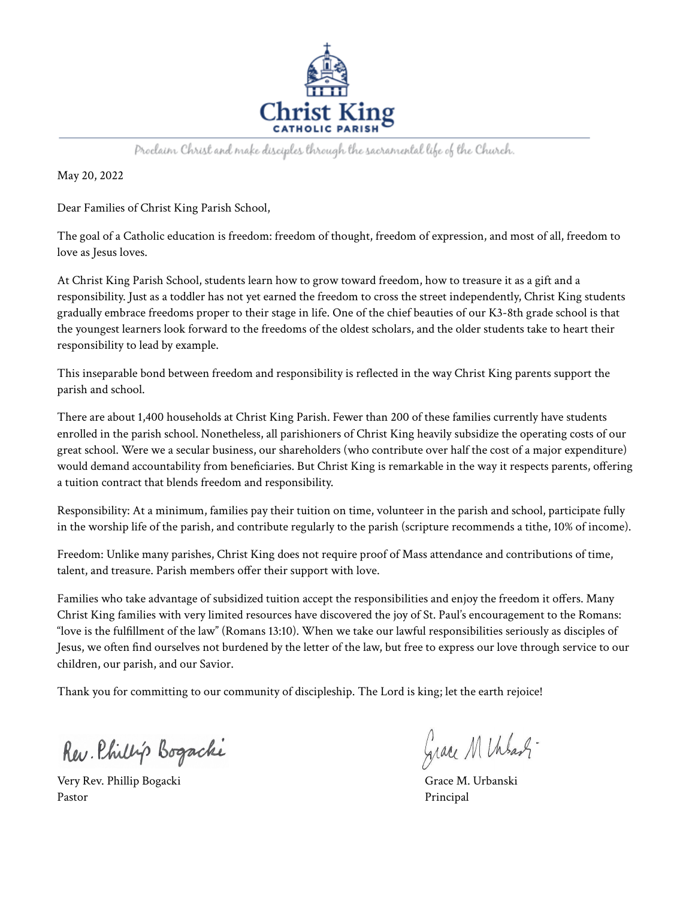# Christ King
CATHOLIC PARISH

*Proclaim Christ and make disciples through the sacramental life of the Church.*

May 20, 2022

Dear Families of Christ King Parish School,

The goal of a Catholic education is freedom: freedom of thought, freedom of expression, and most of all, freedom to love as Jesus loves.

At Christ King Parish School, students learn how to grow toward freedom, how to treasure it as a gift and a responsibility. Just as a toddler has not yet earned the freedom to cross the street independently, Christ King students gradually embrace freedoms proper to their stage in life. One of the chief beauties of our K3-8th grade school is that the youngest learners look forward to the freedoms of the oldest scholars, and the older students take to heart their responsibility to lead by example.

This inseparable bond between freedom and responsibility is reflected in the way Christ King parents support the parish and school.

There are about 1,400 households at Christ King Parish. Fewer than 200 of these families currently have students enrolled in the parish school. Nonetheless, all parishioners of Christ King heavily subsidize the operating costs of our great school. Were we a secular business, our shareholders (who contribute over half the cost of a major expenditure) would demand accountability from beneficiaries. But Christ King is remarkable in the way it respects parents, offering a tuition contract that blends freedom and responsibility.

Responsibility: At a minimum, families pay their tuition on time, volunteer in the parish and school, participate fully in the worship life of the parish, and contribute regularly to the parish (scripture recommends a tithe, 10% of income).

Freedom: Unlike many parishes, Christ King does not require proof of Mass attendance and contributions of time, talent, and treasure. Parish members offer their support with love.

Families who take advantage of subsidized tuition accept the responsibilities and enjoy the freedom it offers. Many Christ King families with very limited resources have discovered the joy of St. Paul's encouragement to the Romans: "love is the fulfillment of the law" (Romans 13:10). When we take our lawful responsibilities seriously as disciples of Jesus, we often find ourselves not burdened by the letter of the law, but free to express our love through service to our children, our parish, and our Savior.

Thank you for committing to our community of discipleship. The Lord is king; let the earth rejoice!

Rev. Phillip Bogacki

Very Rev. Phillip Bogacki
Pastor

Grace M Urbanski

Grace M. Urbanski
Principal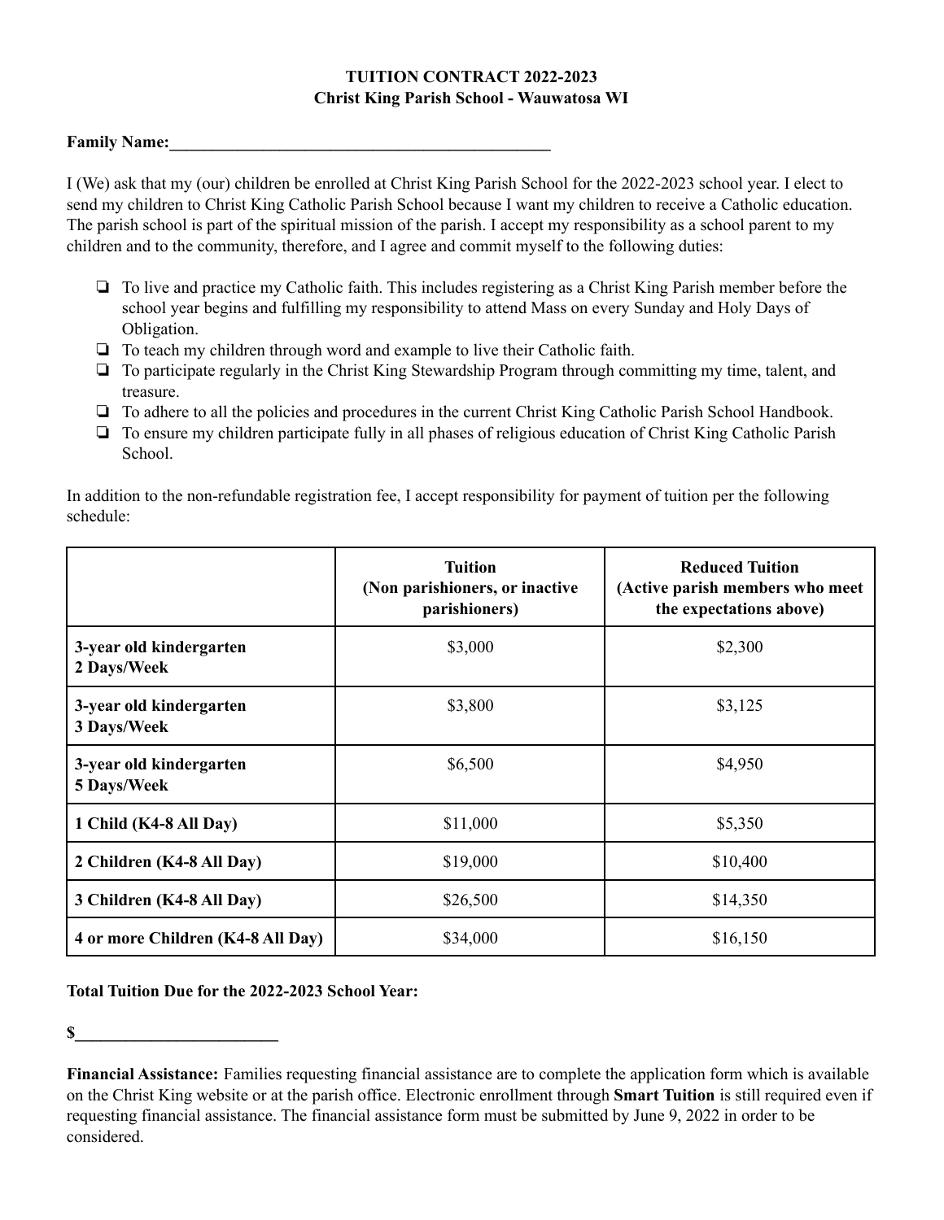**TUITION CONTRACT 2022-2023**
**Christ King Parish School - Wauwatosa WI**

**Family Name:**_______________________________________________

I (We) ask that my (our) children be enrolled at Christ King Parish School for the 2022-2023 school year. I elect to send my children to Christ King Catholic Parish School because I want my children to receive a Catholic education. The parish school is part of the spiritual mission of the parish. I accept my responsibility as a school parent to my children and to the community, therefore, and I agree and commit myself to the following duties:

- ❏ To live and practice my Catholic faith. This includes registering as a Christ King Parish member before the school year begins and fulfilling my responsibility to attend Mass on every Sunday and Holy Days of Obligation.
- ❏ To teach my children through word and example to live their Catholic faith.
- ❏ To participate regularly in the Christ King Stewardship Program through committing my time, talent, and treasure.
- ❏ To adhere to all the policies and procedures in the current Christ King Catholic Parish School Handbook.
- ❏ To ensure my children participate fully in all phases of religious education of Christ King Catholic Parish School.

In addition to the non-refundable registration fee, I accept responsibility for payment of tuition per the following schedule:

| | **Tuition (Non parishioners, or inactive parishioners)** | **Reduced Tuition (Active parish members who meet the expectations above)** |
|---|---|---|
| **3-year old kindergarten 2 Days/Week** | $3,000 | $2,300 |
| **3-year old kindergarten 3 Days/Week** | $3,800 | $3,125 |
| **3-year old kindergarten 5 Days/Week** | $6,500 | $4,950 |
| **1 Child (K4-8 All Day)** | $11,000 | $5,350 |
| **2 Children (K4-8 All Day)** | $19,000 | $10,400 |
| **3 Children (K4-8 All Day)** | $26,500 | $14,350 |
| **4 or more Children (K4-8 All Day)** | $34,000 | $16,150 |

**Total Tuition Due for the 2022-2023 School Year:**

**$**________________________

**Financial Assistance:** Families requesting financial assistance are to complete the application form which is available on the Christ King website or at the parish office. Electronic enrollment through **Smart Tuition** is still required even if requesting financial assistance. The financial assistance form must be submitted by June 9, 2022 in order to be considered.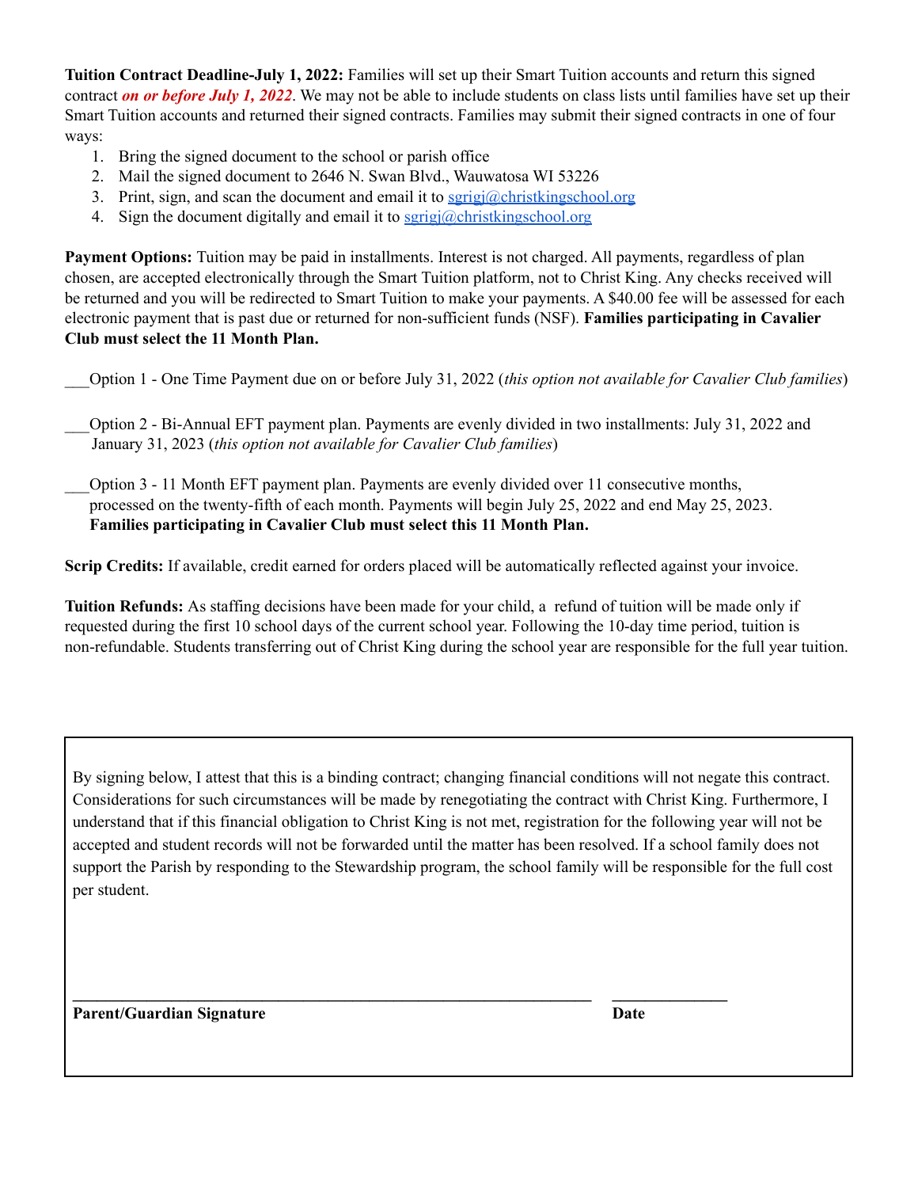**Tuition Contract Deadline-July 1, 2022:** Families will set up their Smart Tuition accounts and return this signed contract ***on or before July 1, 2022***. We may not be able to include students on class lists until families have set up their Smart Tuition accounts and returned their signed contracts. Families may submit their signed contracts in one of four ways:

1. Bring the signed document to the school or parish office
2. Mail the signed document to 2646 N. Swan Blvd., Wauwatosa WI 53226
3. Print, sign, and scan the document and email it to sgrigj@christkingschool.org
4. Sign the document digitally and email it to sgrigj@christkingschool.org

**Payment Options:** Tuition may be paid in installments. Interest is not charged. All payments, regardless of plan chosen, are accepted electronically through the Smart Tuition platform, not to Christ King. Any checks received will be returned and you will be redirected to Smart Tuition to make your payments. A $40.00 fee will be assessed for each electronic payment that is past due or returned for non-sufficient funds (NSF). **Families participating in Cavalier Club must select the 11 Month Plan.**

___Option 1 - One Time Payment due on or before July 31, 2022 (*this option not available for Cavalier Club families*)

___Option 2 - Bi-Annual EFT payment plan. Payments are evenly divided in two installments: July 31, 2022 and January 31, 2023 (*this option not available for Cavalier Club families*)

___Option 3 - 11 Month EFT payment plan. Payments are evenly divided over 11 consecutive months, processed on the twenty-fifth of each month. Payments will begin July 25, 2022 and end May 25, 2023. **Families participating in Cavalier Club must select this 11 Month Plan.**

**Scrip Credits:** If available, credit earned for orders placed will be automatically reflected against your invoice.

**Tuition Refunds:** As staffing decisions have been made for your child, a refund of tuition will be made only if requested during the first 10 school days of the current school year. Following the 10-day time period, tuition is non-refundable. Students transferring out of Christ King during the school year are responsible for the full year tuition.

By signing below, I attest that this is a binding contract; changing financial conditions will not negate this contract. Considerations for such circumstances will be made by renegotiating the contract with Christ King. Furthermore, I understand that if this financial obligation to Christ King is not met, registration for the following year will not be accepted and student records will not be forwarded until the matter has been resolved. If a school family does not support the Parish by responding to the Stewardship program, the school family will be responsible for the full cost per student.

_______________________________________________________________ ______________

**Parent/Guardian Signature** **Date**